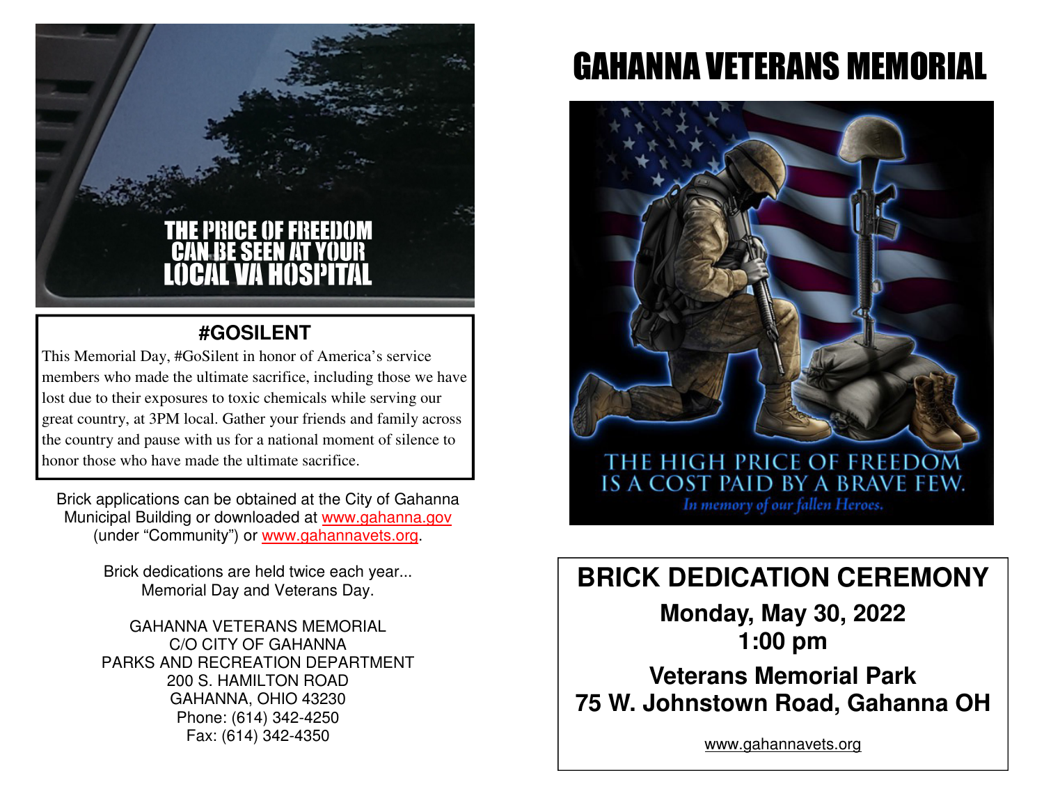THE PRICE OF FREEDOM
CAN BE SEEN AT YOUR
LOCAL VA HOSPITAL

## #GOSILENT

This Memorial Day, #GoSilent in honor of America's service members who made the ultimate sacrifice, including those we have lost due to their exposures to toxic chemicals while serving our great country, at 3PM local. Gather your friends and family across the country and pause with us for a national moment of silence to honor those who have made the ultimate sacrifice.

Brick applications can be obtained at the City of Gahanna Municipal Building or downloaded at www.gahanna.gov (under "Community") or www.gahannavets.org.

Brick dedications are held twice each year... Memorial Day and Veterans Day.

GAHANNA VETERANS MEMORIAL
C/O CITY OF GAHANNA
PARKS AND RECREATION DEPARTMENT
200 S. HAMILTON ROAD
GAHANNA, OHIO 43230
Phone: (614) 342-4250
Fax: (614) 342-4350

# GAHANNA VETERANS MEMORIAL

THE HIGH PRICE OF FREEDOM
IS A COST PAID BY A BRAVE FEW.
*In memory of our fallen Heroes.*

## BRICK DEDICATION CEREMONY

**Monday, May 30, 2022**
**1:00 pm**

**Veterans Memorial Park**
**75 W. Johnstown Road, Gahanna OH**

www.gahannavets.org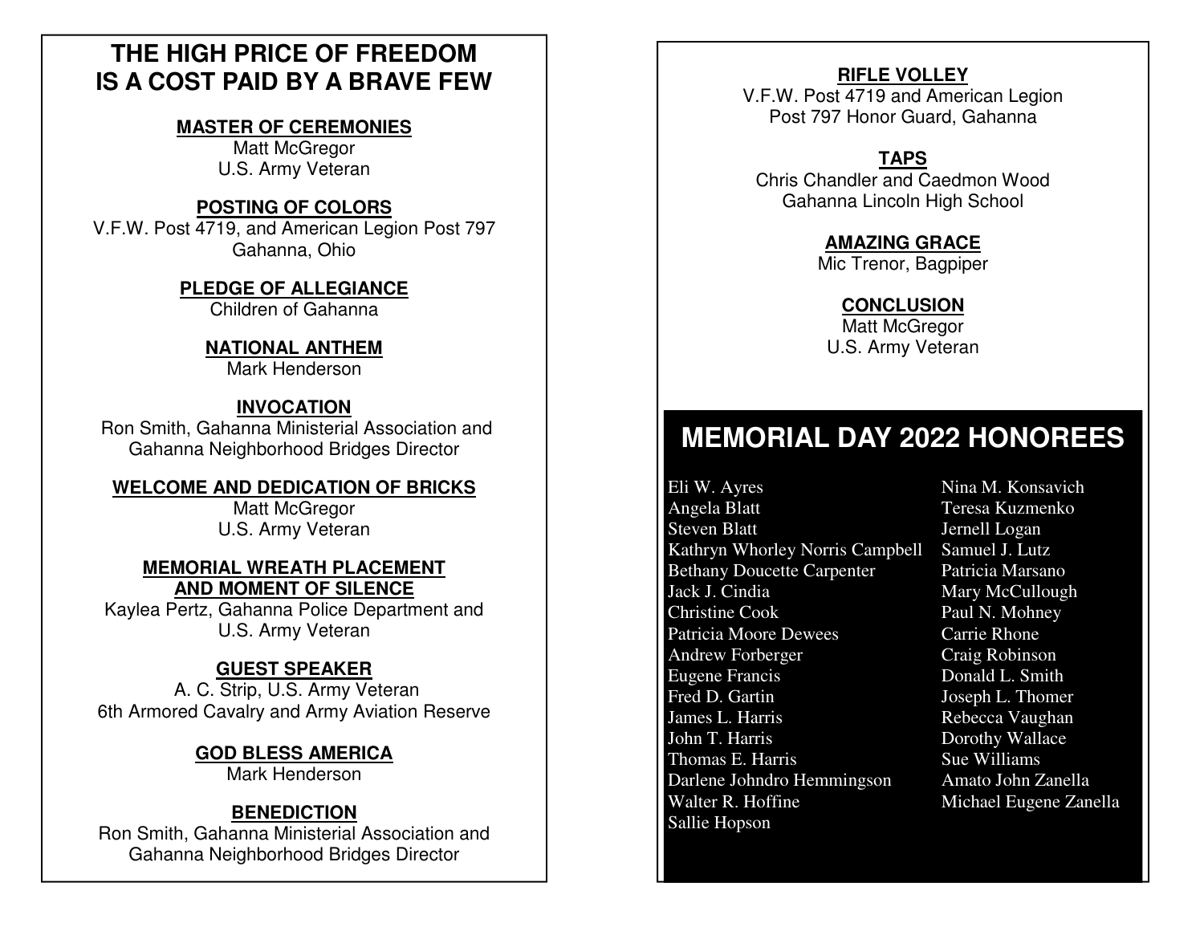# THE HIGH PRICE OF FREEDOM IS A COST PAID BY A BRAVE FEW

**MASTER OF CEREMONIES**
Matt McGregor
U.S. Army Veteran

**POSTING OF COLORS**
V.F.W. Post 4719, and American Legion Post 797
Gahanna, Ohio

**PLEDGE OF ALLEGIANCE**
Children of Gahanna

**NATIONAL ANTHEM**
Mark Henderson

**INVOCATION**
Ron Smith, Gahanna Ministerial Association and
Gahanna Neighborhood Bridges Director

**WELCOME AND DEDICATION OF BRICKS**
Matt McGregor
U.S. Army Veteran

**MEMORIAL WREATH PLACEMENT AND MOMENT OF SILENCE**
Kaylea Pertz, Gahanna Police Department and
U.S. Army Veteran

**GUEST SPEAKER**
A. C. Strip, U.S. Army Veteran
6th Armored Cavalry and Army Aviation Reserve

**GOD BLESS AMERICA**
Mark Henderson

**BENEDICTION**
Ron Smith, Gahanna Ministerial Association and
Gahanna Neighborhood Bridges Director

**RIFLE VOLLEY**
V.F.W. Post 4719 and American Legion
Post 797 Honor Guard, Gahanna

**TAPS**
Chris Chandler and Caedmon Wood
Gahanna Lincoln High School

**AMAZING GRACE**
Mic Trenor, Bagpiper

**CONCLUSION**
Matt McGregor
U.S. Army Veteran

## MEMORIAL DAY 2022 HONOREES

Eli W. Ayres
Angela Blatt
Steven Blatt
Kathryn Whorley Norris Campbell
Bethany Doucette Carpenter
Jack J. Cindia
Christine Cook
Patricia Moore Dewees
Andrew Forberger
Eugene Francis
Fred D. Gartin
James L. Harris
John T. Harris
Thomas E. Harris
Darlene Johndro Hemmingson
Walter R. Hoffine
Sallie Hopson
Nina M. Konsavich
Teresa Kuzmenko
Jernell Logan
Samuel J. Lutz
Patricia Marsano
Mary McCullough
Paul N. Mohney
Carrie Rhone
Craig Robinson
Donald L. Smith
Joseph L. Thomer
Rebecca Vaughan
Dorothy Wallace
Sue Williams
Amato John Zanella
Michael Eugene Zanella